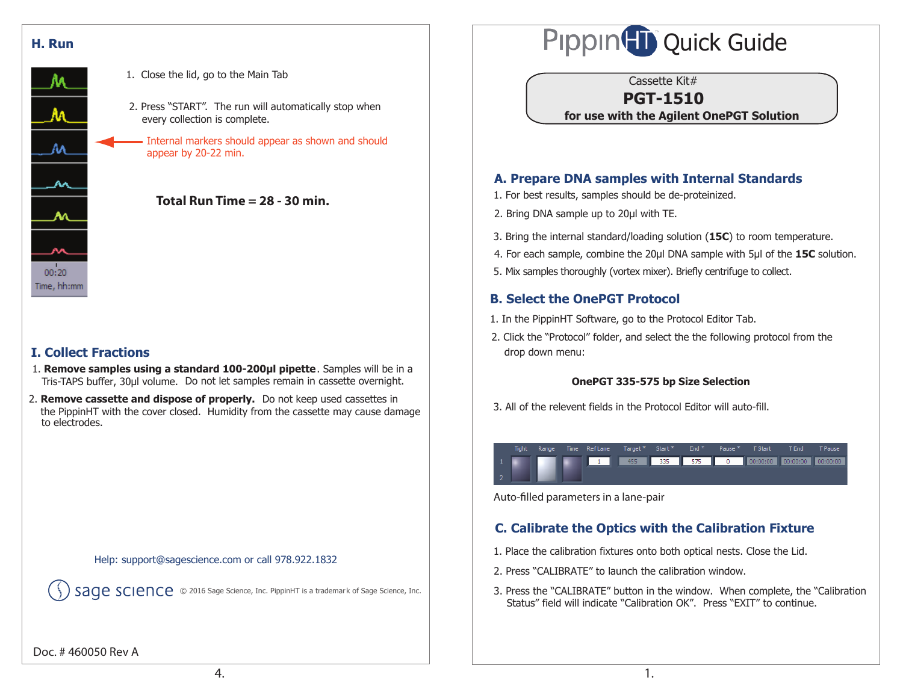## H. Run

1. Close the lid, go to the Main Tab

2. Press "START". The run will automatically stop when every collection is complete.

Internal markers should appear as shown and should appear by 20-22 min.

00:20
Time, hh:mm

**Total Run Time = 28 - 30 min.**

## I. Collect Fractions

1. **Remove samples using a standard 100-200µl pipette**. Samples will be in a Tris-TAPS buffer, 30µl volume. Do not let samples remain in cassette overnight.
2. **Remove cassette and dispose of properly.** Do not keep used cassettes in the PippinHT with the cover closed. Humidity from the cassette may cause damage to electrodes.

Help: support@sagescience.com or call 978.922.1832

sage science © 2016 Sage Science, Inc. PippinHT is a trademark of Sage Science, Inc.

Doc. # 460050 Rev A

# PippinHT Quick Guide

Cassette Kit#
**PGT-1510**
**for use with the Agilent OnePGT Solution**

## A. Prepare DNA samples with Internal Standards

1. For best results, samples should be de-proteinized.
2. Bring DNA sample up to 20µl with TE.
3. Bring the internal standard/loading solution (**15C**) to room temperature.
4. For each sample, combine the 20µl DNA sample with 5µl of the **15C** solution.
5. Mix samples thoroughly (vortex mixer). Briefly centrifuge to collect.

## B. Select the OnePGT Protocol

1. In the PippinHT Software, go to the Protocol Editor Tab.
2. Click the "Protocol" folder, and select the the following protocol from the drop down menu:

**OnePGT 335-575 bp Size Selection**

3. All of the relevent fields in the Protocol Editor will auto-fill.

| | Tight | Range | Time | Ref Lane | Target * | Start * | End * | Pause * | T Start | T End | T Pause |
|---|---|---|---|---|---|---|---|---|---|---|---|
| 1 | | | | 1 | 455 | 335 | 575 | 0 | 00:00:00 | 00:00:00 | 00:00:00 |
| 2 | | | | | | | | | | | |

Auto-filled parameters in a lane-pair

## C. Calibrate the Optics with the Calibration Fixture

1. Place the calibration fixtures onto both optical nests. Close the Lid.
2. Press "CALIBRATE" to launch the calibration window.
3. Press the "CALIBRATE" button in the window. When complete, the "Calibration Status" field will indicate "Calibration OK". Press "EXIT" to continue.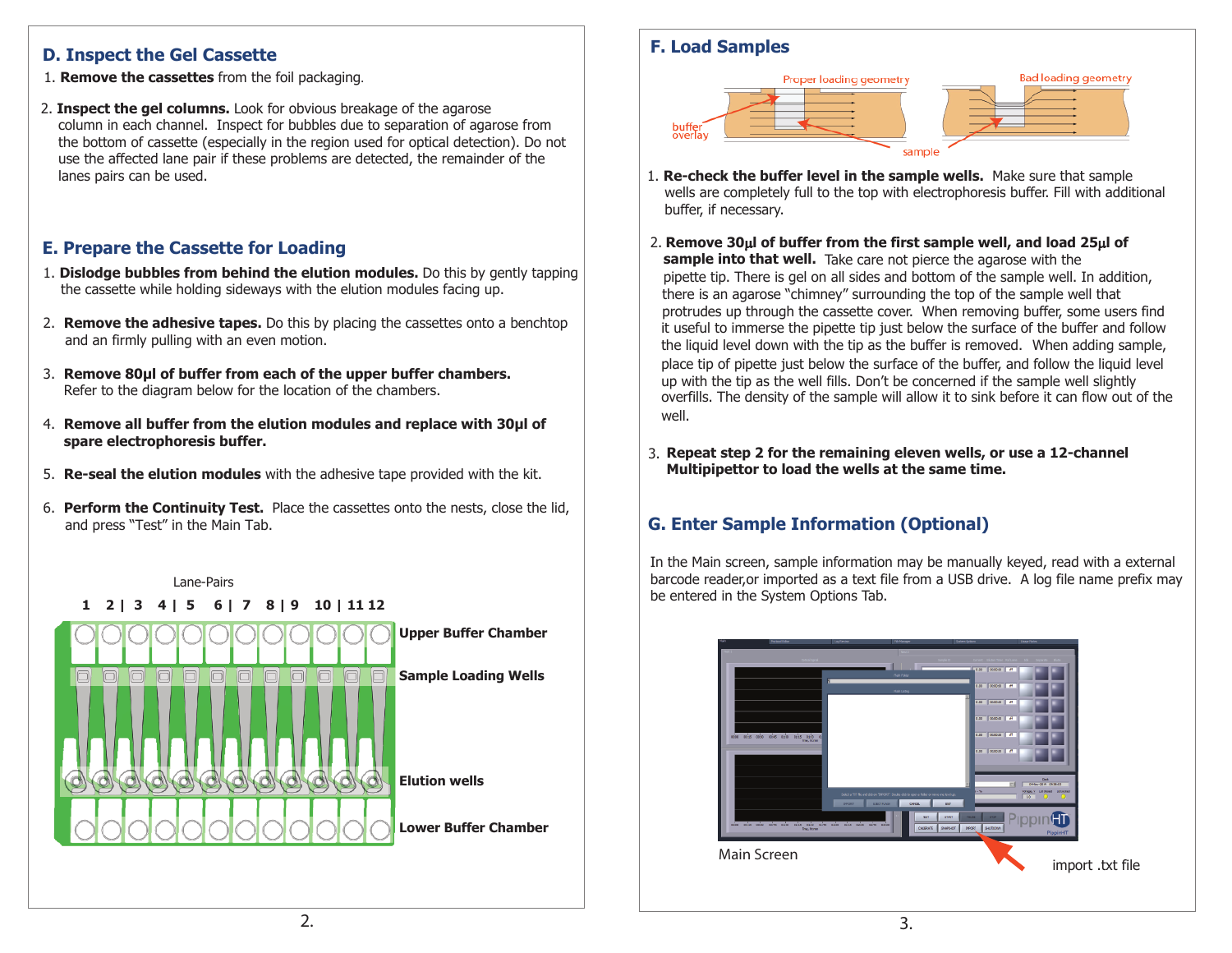## D. Inspect the Gel Cassette

1. **Remove the cassettes** from the foil packaging.

2. **Inspect the gel columns.** Look for obvious breakage of the agarose column in each channel. Inspect for bubbles due to separation of agarose from the bottom of cassette (especially in the region used for optical detection). Do not use the affected lane pair if these problems are detected, the remainder of the lanes pairs can be used.

## E. Prepare the Cassette for Loading

1. **Dislodge bubbles from behind the elution modules.** Do this by gently tapping the cassette while holding sideways with the elution modules facing up.

2. **Remove the adhesive tapes.** Do this by placing the cassettes onto a benchtop and an firmly pulling with an even motion.

3. **Remove 80µl of buffer from each of the upper buffer chambers.** Refer to the diagram below for the location of the chambers.

4. **Remove all buffer from the elution modules and replace with 30µl of spare electrophoresis buffer.**

5. **Re-seal the elution modules** with the adhesive tape provided with the kit.

6. **Perform the Continuity Test.** Place the cassettes onto the nests, close the lid, and press "Test" in the Main Tab.

Lane-Pairs

1 2 | 3 4 | 5 6 | 7 8 | 9 10 | 11 12

Upper Buffer Chamber

Sample Loading Wells

Elution wells

Lower Buffer Chamber

## F. Load Samples

Proper loading geometry

Bad loading geometry

buffer overlay

sample

1. **Re-check the buffer level in the sample wells.** Make sure that sample wells are completely full to the top with electrophoresis buffer. Fill with additional buffer, if necessary.

2. **Remove 30µl of buffer from the first sample well, and load 25µl of sample into that well.** Take care not pierce the agarose with the pipette tip. There is gel on all sides and bottom of the sample well. In addition, there is an agarose "chimney" surrounding the top of the sample well that protrudes up through the cassette cover. When removing buffer, some users find it useful to immerse the pipette tip just below the surface of the buffer and follow the liquid level down with the tip as the buffer is removed. When adding sample, place tip of pipette just below the surface of the buffer, and follow the liquid level up with the tip as the well fills. Don't be concerned if the sample well slightly overfills. The density of the sample will allow it to sink before it can flow out of the well.

3. **Repeat step 2 for the remaining eleven wells, or use a 12-channel Multipipettor to load the wells at the same time.**

## G. Enter Sample Information (Optional)

In the Main screen, sample information may be manually keyed, read with a external barcode reader,or imported as a text file from a USB drive. A log file name prefix may be entered in the System Options Tab.

Main Screen

import .txt file